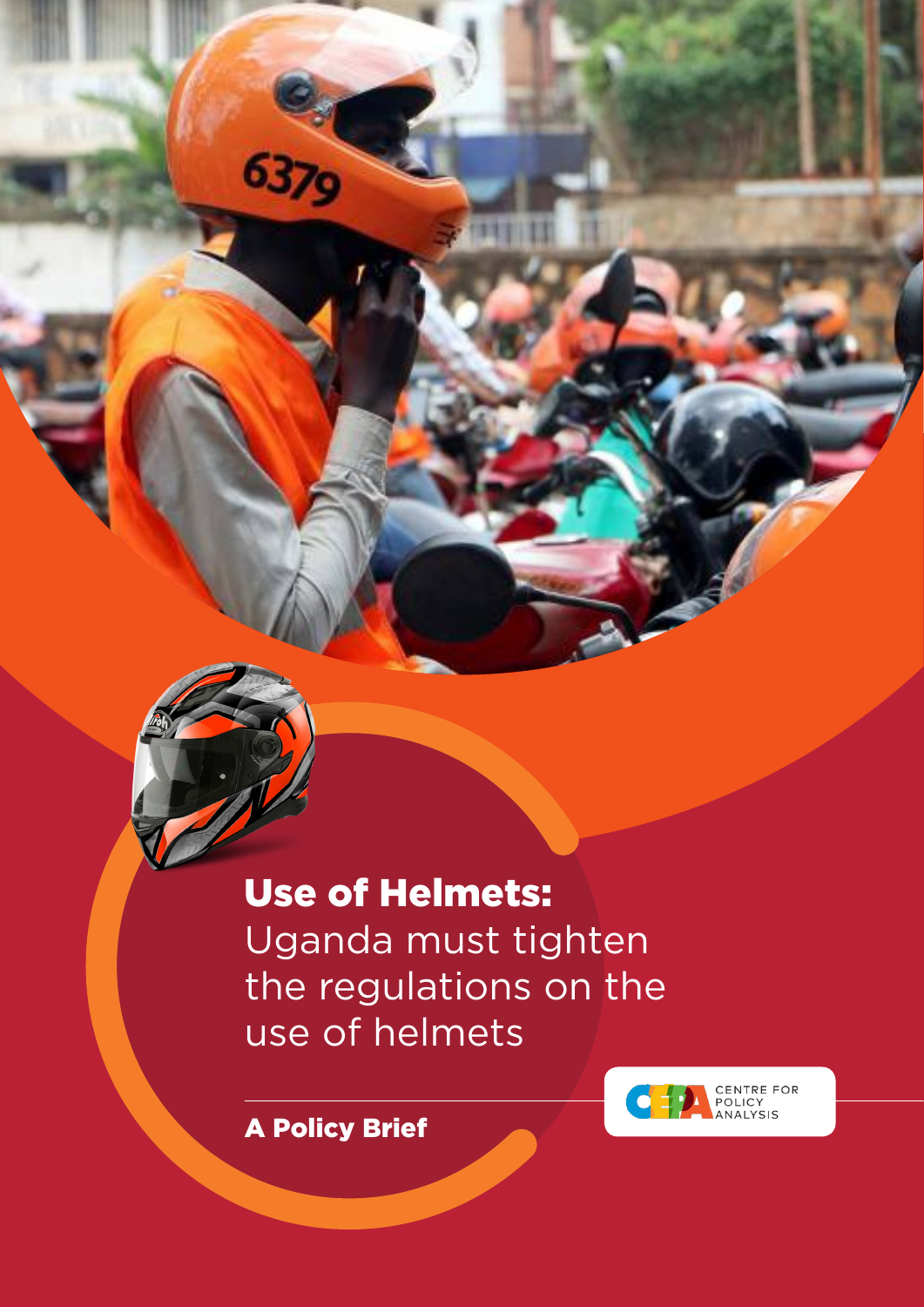# Use of Helmets:

Uganda must tighten the regulations on the use of helmets

**A Policy Brief**

CENTRE FOR POLICY ANALYSIS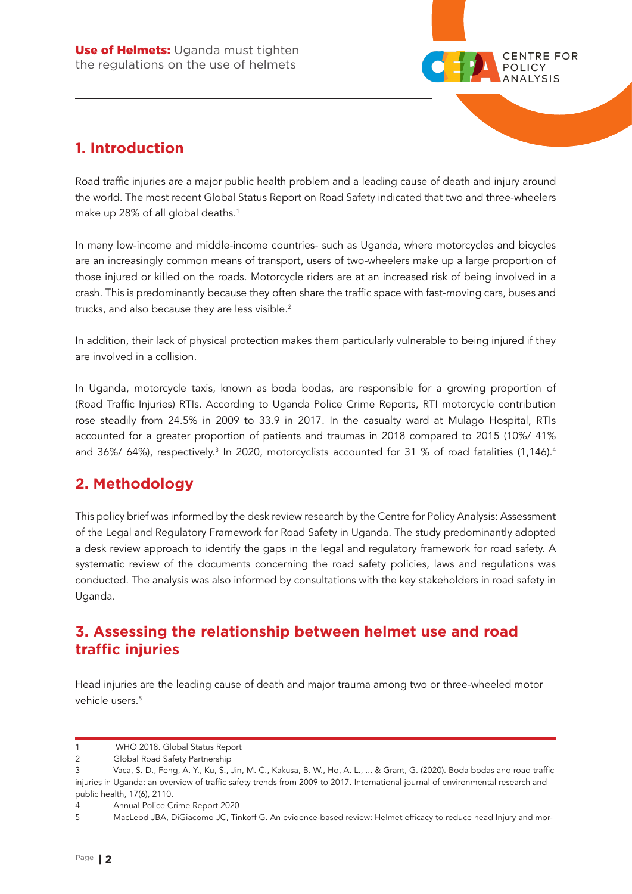## 1. Introduction

Road traffic injuries are a major public health problem and a leading cause of death and injury around the world. The most recent Global Status Report on Road Safety indicated that two and three-wheelers make up 28% of all global deaths.[1]

In many low-income and middle-income countries- such as Uganda, where motorcycles and bicycles are an increasingly common means of transport, users of two-wheelers make up a large proportion of those injured or killed on the roads. Motorcycle riders are at an increased risk of being involved in a crash. This is predominantly because they often share the traffic space with fast-moving cars, buses and trucks, and also because they are less visible.[2]

In addition, their lack of physical protection makes them particularly vulnerable to being injured if they are involved in a collision.

In Uganda, motorcycle taxis, known as boda bodas, are responsible for a growing proportion of (Road Traffic Injuries) RTIs. According to Uganda Police Crime Reports, RTI motorcycle contribution rose steadily from 24.5% in 2009 to 33.9 in 2017. In the casualty ward at Mulago Hospital, RTIs accounted for a greater proportion of patients and traumas in 2018 compared to 2015 (10%/ 41% and 36%/ 64%), respectively.[3] In 2020, motorcyclists accounted for 31 % of road fatalities (1,146).[4]

## 2. Methodology

This policy brief was informed by the desk review research by the Centre for Policy Analysis: Assessment of the Legal and Regulatory Framework for Road Safety in Uganda. The study predominantly adopted a desk review approach to identify the gaps in the legal and regulatory framework for road safety. A systematic review of the documents concerning the road safety policies, laws and regulations was conducted. The analysis was also informed by consultations with the key stakeholders in road safety in Uganda.

## 3. Assessing the relationship between helmet use and road traffic injuries

Head injuries are the leading cause of death and major trauma among two or three-wheeled motor vehicle users.[5]

---

1 WHO 2018. Global Status Report

2 Global Road Safety Partnership

3 Vaca, S. D., Feng, A. Y., Ku, S., Jin, M. C., Kakusa, B. W., Ho, A. L., ... & Grant, G. (2020). Boda bodas and road traffic injuries in Uganda: an overview of traffic safety trends from 2009 to 2017. International journal of environmental research and public health, 17(6), 2110.

4 Annual Police Crime Report 2020

5 MacLeod JBA, DiGiacomo JC, Tinkoff G. An evidence-based review: Helmet efficacy to reduce head Injury and mor-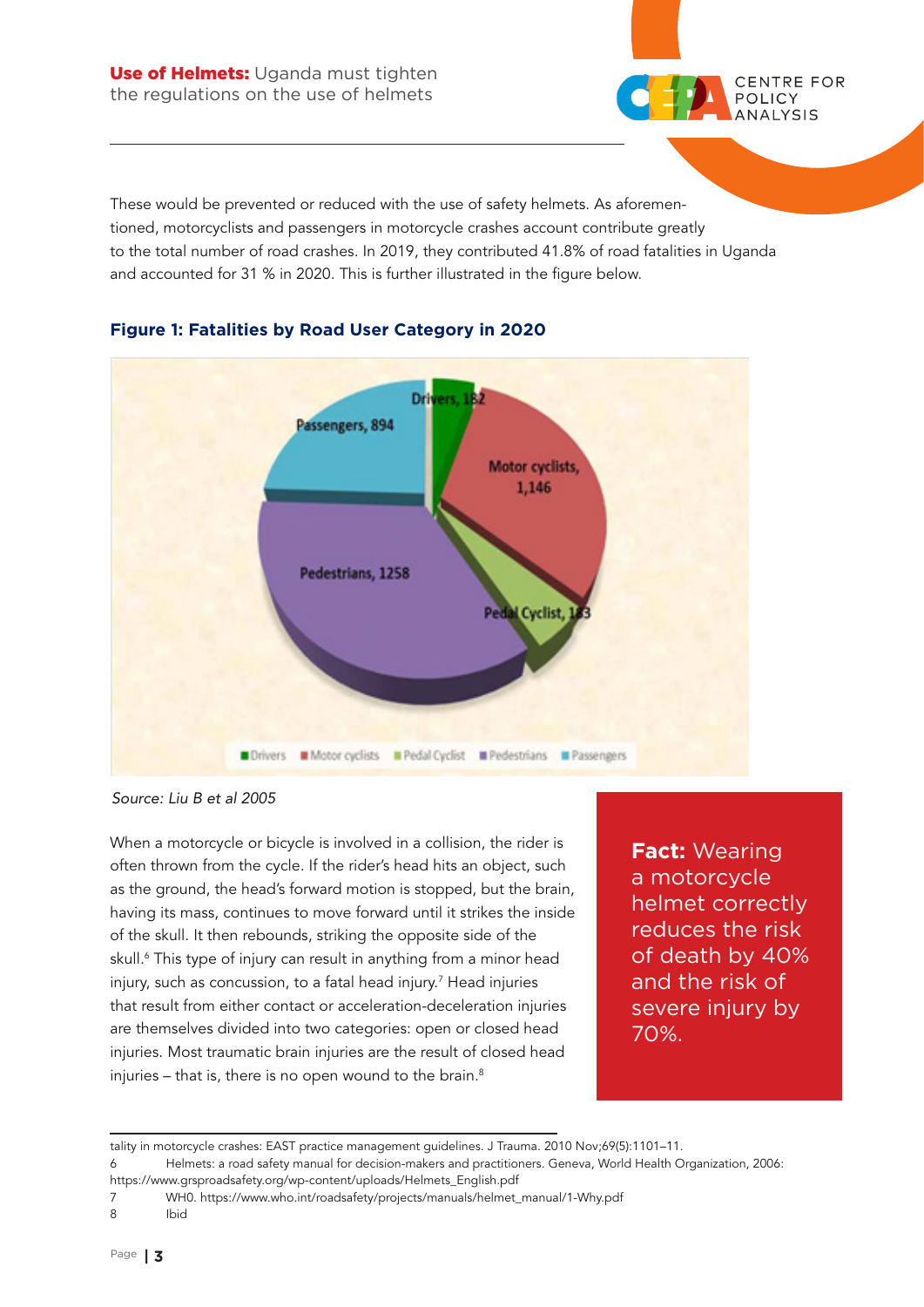These would be prevented or reduced with the use of safety helmets. As aforementioned, motorcyclists and passengers in motorcycle crashes account contribute greatly to the total number of road crashes. In 2019, they contributed 41.8% of road fatalities in Uganda and accounted for 31 % in 2020. This is further illustrated in the figure below.

### Figure 1: Fatalities by Road User Category in 2020

Drivers, 182; Motor cyclists, 1,146; Pedal Cyclist, 183; Pedestrians, 1258; Passengers, 894

*Source: Liu B et al 2005*

When a motorcycle or bicycle is involved in a collision, the rider is often thrown from the cycle. If the rider's head hits an object, such as the ground, the head's forward motion is stopped, but the brain, having its mass, continues to move forward until it strikes the inside of the skull. It then rebounds, striking the opposite side of the skull.[6] This type of injury can result in anything from a minor head injury, such as concussion, to a fatal head injury.[7] Head injuries that result from either contact or acceleration-deceleration injuries are themselves divided into two categories: open or closed head injuries. Most traumatic brain injuries are the result of closed head injuries – that is, there is no open wound to the brain.[8]

**Fact:** Wearing a motorcycle helmet correctly reduces the risk of death by 40% and the risk of severe injury by 70%.

---

tality in motorcycle crashes: EAST practice management guidelines. J Trauma. 2010 Nov;69(5):1101–11.

6 Helmets: a road safety manual for decision-makers and practitioners. Geneva, World Health Organization, 2006: https://www.grsproadsafety.org/wp-content/uploads/Helmets_English.pdf

7 WHO. https://www.who.int/roadsafety/projects/manuals/helmet_manual/1-Why.pdf

8 Ibid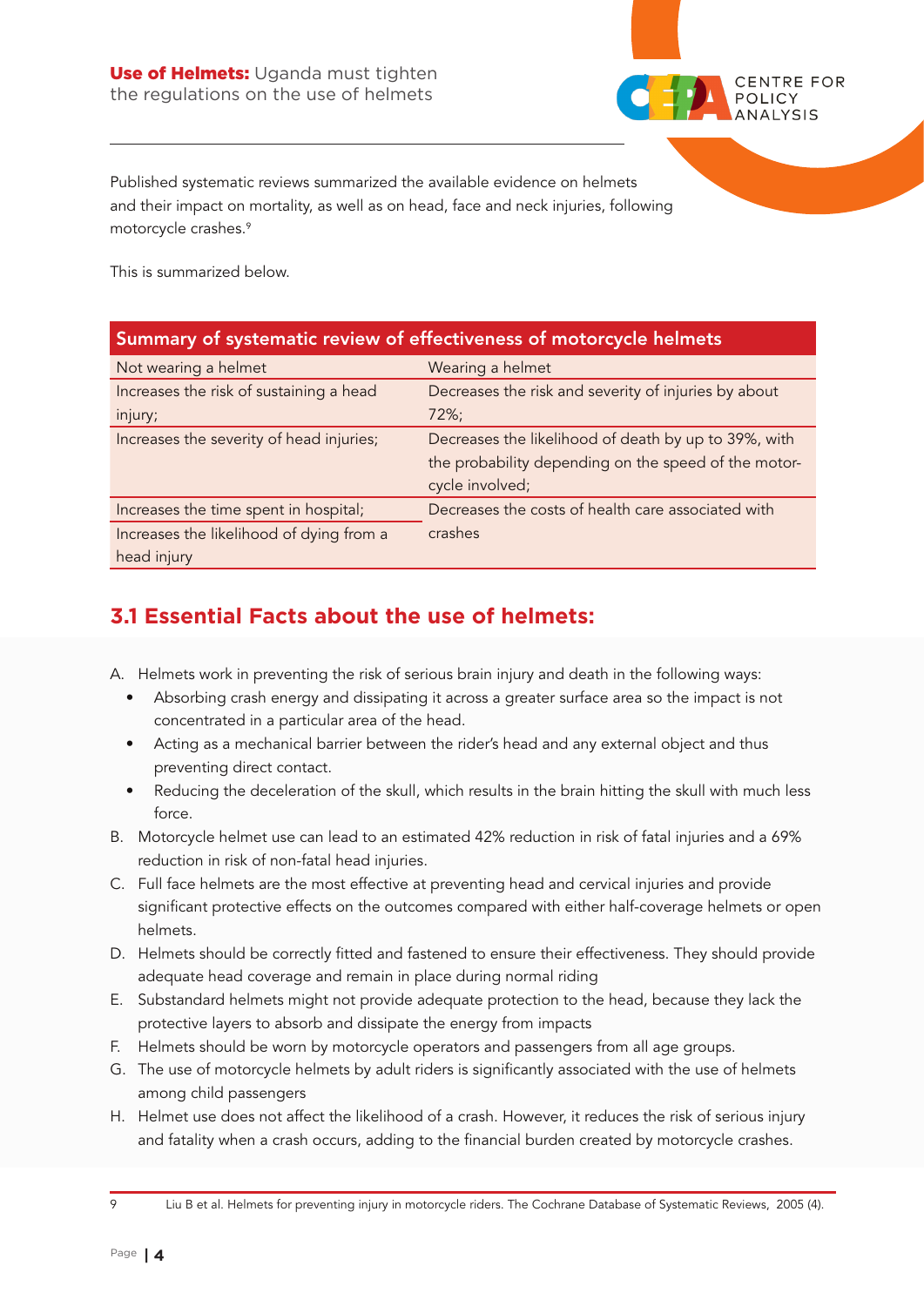Published systematic reviews summarized the available evidence on helmets and their impact on mortality, as well as on head, face and neck injuries, following motorcycle crashes.[9]

This is summarized below.

| Summary of systematic review of effectiveness of motorcycle helmets | |
|---|---|
| Not wearing a helmet | Wearing a helmet |
| Increases the risk of sustaining a head injury; | Decreases the risk and severity of injuries by about 72%; |
| Increases the severity of head injuries; | Decreases the likelihood of death by up to 39%, with the probability depending on the speed of the motorcycle involved; |
| Increases the time spent in hospital; | Decreases the costs of health care associated with crashes |
| Increases the likelihood of dying from a head injury | |

## 3.1 Essential Facts about the use of helmets:

A. Helmets work in preventing the risk of serious brain injury and death in the following ways:
   - Absorbing crash energy and dissipating it across a greater surface area so the impact is not concentrated in a particular area of the head.
   - Acting as a mechanical barrier between the rider's head and any external object and thus preventing direct contact.
   - Reducing the deceleration of the skull, which results in the brain hitting the skull with much less force.

B. Motorcycle helmet use can lead to an estimated 42% reduction in risk of fatal injuries and a 69% reduction in risk of non-fatal head injuries.

C. Full face helmets are the most effective at preventing head and cervical injuries and provide significant protective effects on the outcomes compared with either half-coverage helmets or open helmets.

D. Helmets should be correctly fitted and fastened to ensure their effectiveness. They should provide adequate head coverage and remain in place during normal riding

E. Substandard helmets might not provide adequate protection to the head, because they lack the protective layers to absorb and dissipate the energy from impacts

F. Helmets should be worn by motorcycle operators and passengers from all age groups.

G. The use of motorcycle helmets by adult riders is significantly associated with the use of helmets among child passengers

H. Helmet use does not affect the likelihood of a crash. However, it reduces the risk of serious injury and fatality when a crash occurs, adding to the financial burden created by motorcycle crashes.

---

[9] Liu B et al. Helmets for preventing injury in motorcycle riders. The Cochrane Database of Systematic Reviews, 2005 (4).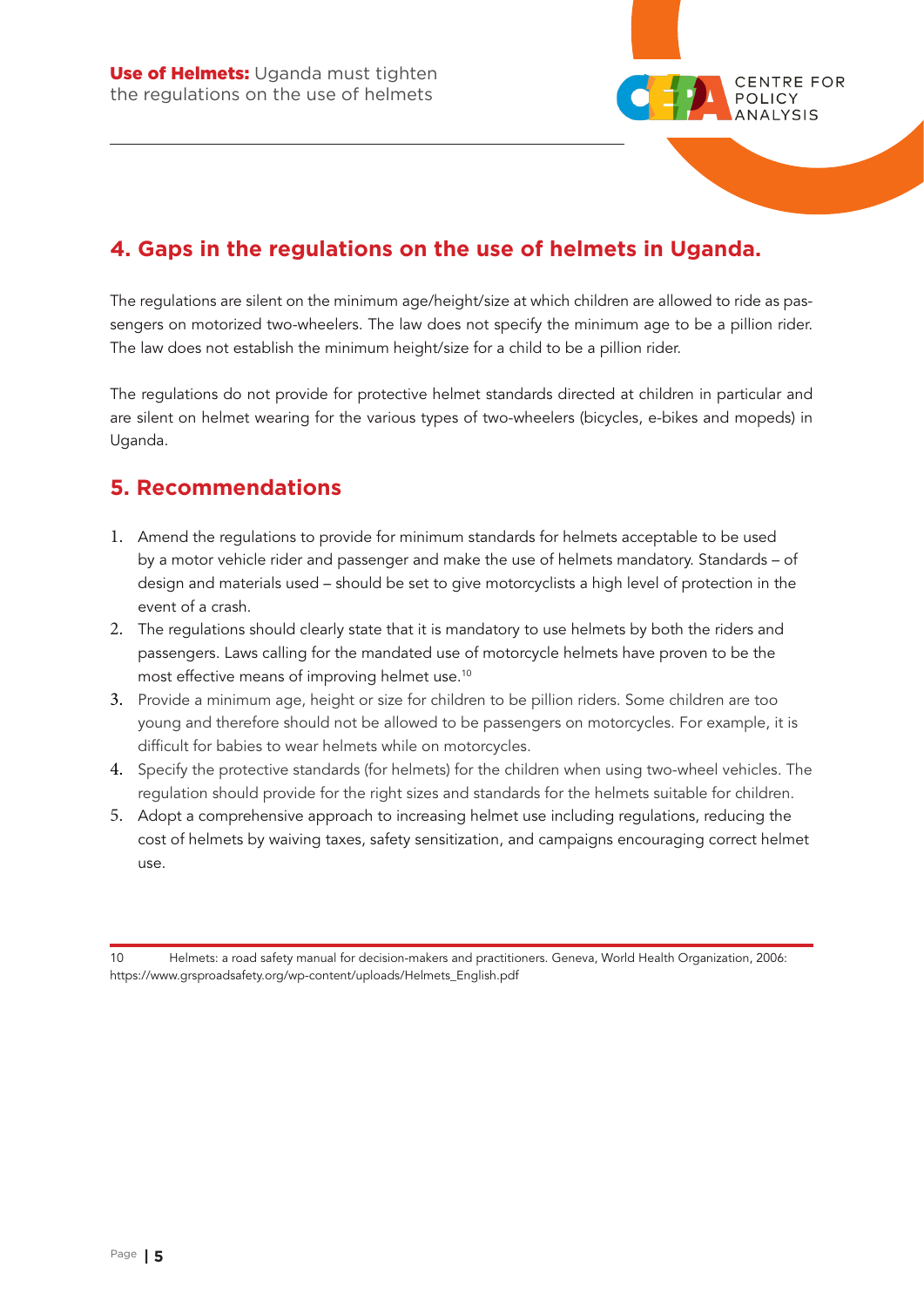## 4. Gaps in the regulations on the use of helmets in Uganda.

The regulations are silent on the minimum age/height/size at which children are allowed to ride as passengers on motorized two-wheelers. The law does not specify the minimum age to be a pillion rider. The law does not establish the minimum height/size for a child to be a pillion rider.

The regulations do not provide for protective helmet standards directed at children in particular and are silent on helmet wearing for the various types of two-wheelers (bicycles, e-bikes and mopeds) in Uganda.

## 5. Recommendations

1. Amend the regulations to provide for minimum standards for helmets acceptable to be used by a motor vehicle rider and passenger and make the use of helmets mandatory. Standards – of design and materials used – should be set to give motorcyclists a high level of protection in the event of a crash.
2. The regulations should clearly state that it is mandatory to use helmets by both the riders and passengers. Laws calling for the mandated use of motorcycle helmets have proven to be the most effective means of improving helmet use.[10]
3. Provide a minimum age, height or size for children to be pillion riders. Some children are too young and therefore should not be allowed to be passengers on motorcycles. For example, it is difficult for babies to wear helmets while on motorcycles.
4. Specify the protective standards (for helmets) for the children when using two-wheel vehicles. The regulation should provide for the right sizes and standards for the helmets suitable for children.
5. Adopt a comprehensive approach to increasing helmet use including regulations, reducing the cost of helmets by waiving taxes, safety sensitization, and campaigns encouraging correct helmet use.

---

10 Helmets: a road safety manual for decision-makers and practitioners. Geneva, World Health Organization, 2006: https://www.grsproadsafety.org/wp-content/uploads/Helmets_English.pdf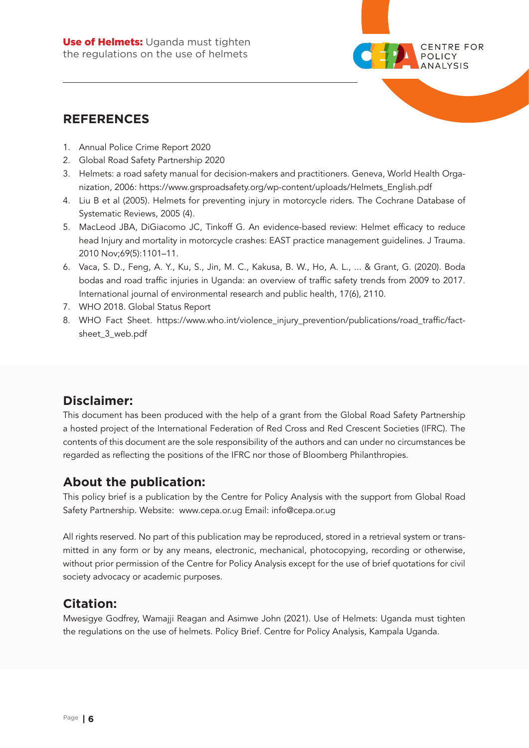## REFERENCES

1. Annual Police Crime Report 2020
2. Global Road Safety Partnership 2020
3. Helmets: a road safety manual for decision-makers and practitioners. Geneva, World Health Organization, 2006: https://www.grsproadsafety.org/wp-content/uploads/Helmets_English.pdf
4. Liu B et al (2005). Helmets for preventing injury in motorcycle riders. The Cochrane Database of Systematic Reviews, 2005 (4).
5. MacLeod JBA, DiGiacomo JC, Tinkoff G. An evidence-based review: Helmet efficacy to reduce head Injury and mortality in motorcycle crashes: EAST practice management guidelines. J Trauma. 2010 Nov;69(5):1101–11.
6. Vaca, S. D., Feng, A. Y., Ku, S., Jin, M. C., Kakusa, B. W., Ho, A. L., ... & Grant, G. (2020). Boda bodas and road traffic injuries in Uganda: an overview of traffic safety trends from 2009 to 2017. International journal of environmental research and public health, 17(6), 2110.
7. WHO 2018. Global Status Report
8. WHO Fact Sheet. https://www.who.int/violence_injury_prevention/publications/road_traffic/factsheet_3_web.pdf

## Disclaimer:

This document has been produced with the help of a grant from the Global Road Safety Partnership a hosted project of the International Federation of Red Cross and Red Crescent Societies (IFRC). The contents of this document are the sole responsibility of the authors and can under no circumstances be regarded as reflecting the positions of the IFRC nor those of Bloomberg Philanthropies.

## About the publication:

This policy brief is a publication by the Centre for Policy Analysis with the support from Global Road Safety Partnership. Website: www.cepa.or.ug Email: info@cepa.or.ug

All rights reserved. No part of this publication may be reproduced, stored in a retrieval system or transmitted in any form or by any means, electronic, mechanical, photocopying, recording or otherwise, without prior permission of the Centre for Policy Analysis except for the use of brief quotations for civil society advocacy or academic purposes.

## Citation:

Mwesigye Godfrey, Wamajji Reagan and Asimwe John (2021). Use of Helmets: Uganda must tighten the regulations on the use of helmets. Policy Brief. Centre for Policy Analysis, Kampala Uganda.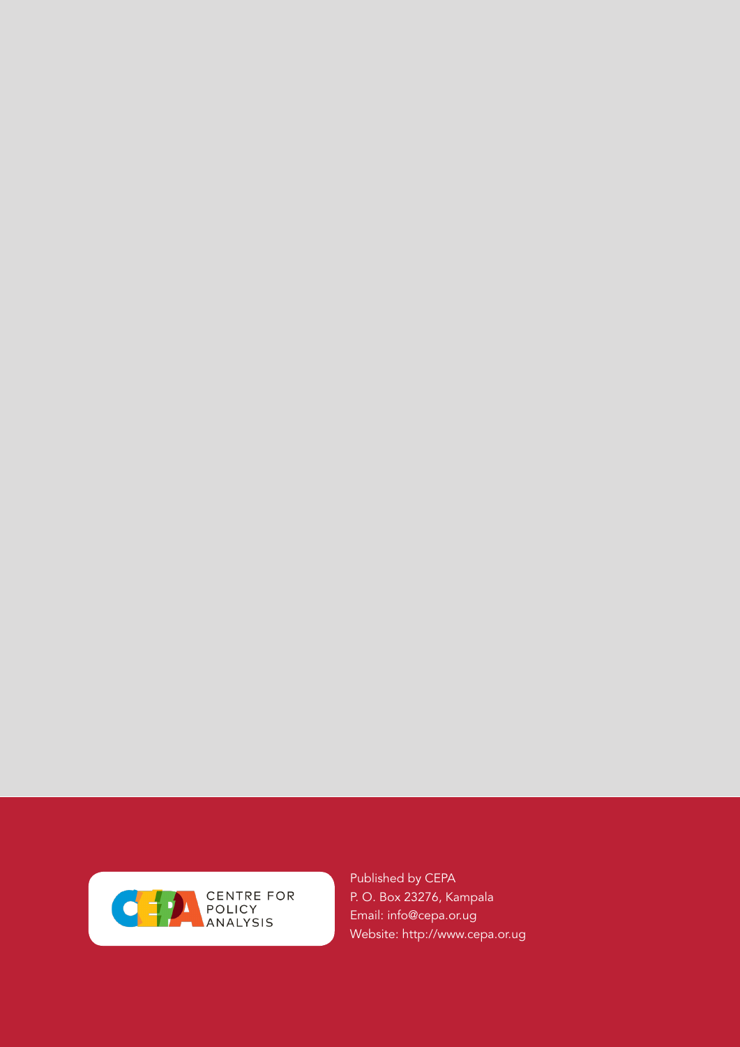CENTRE FOR POLICY ANALYSIS

Published by CEPA
P. O. Box 23276, Kampala
Email: info@cepa.or.ug
Website: http://www.cepa.or.ug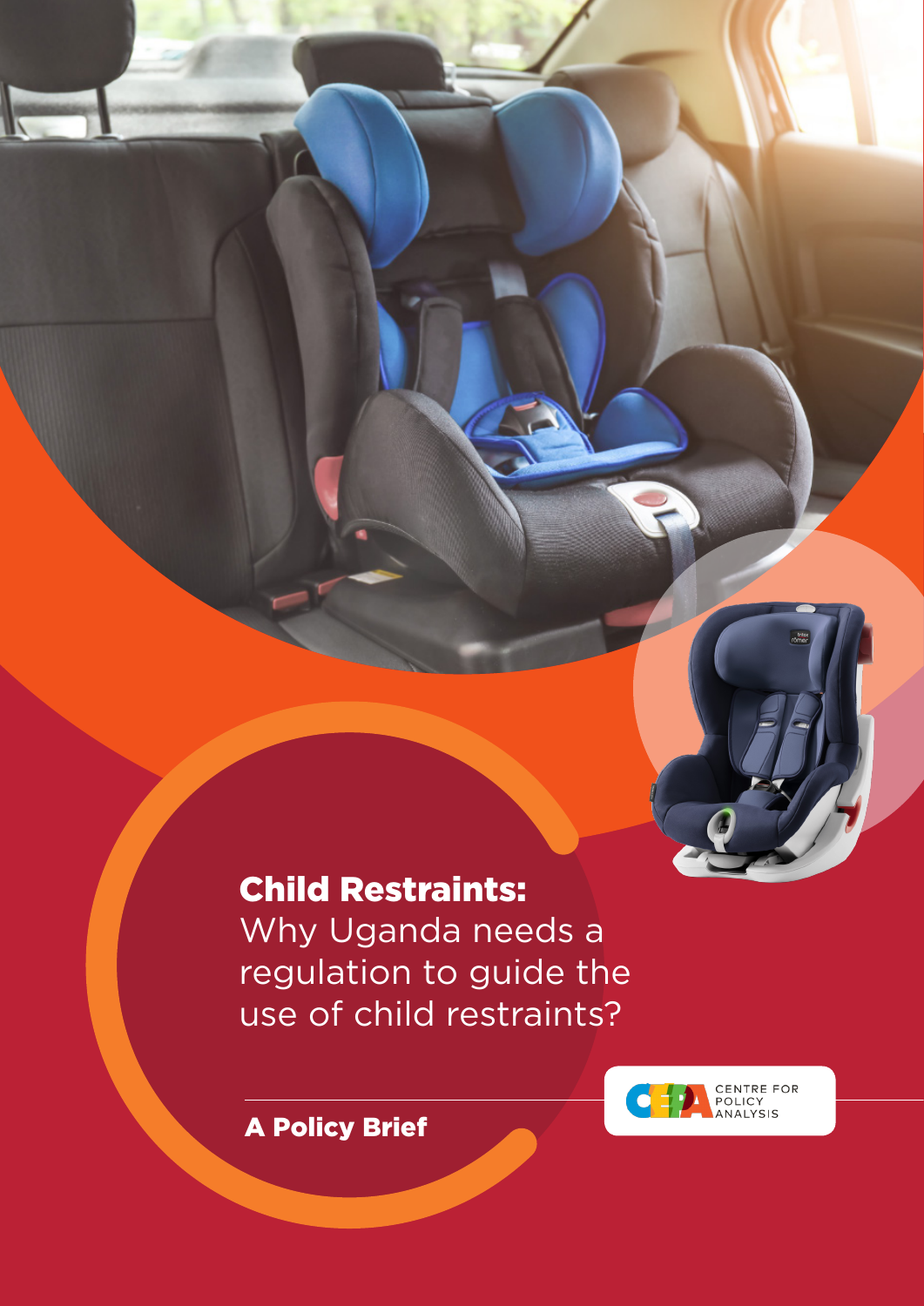# Child Restraints:

Why Uganda needs a regulation to guide the use of child restraints?

**A Policy Brief**

CENTRE FOR POLICY ANALYSIS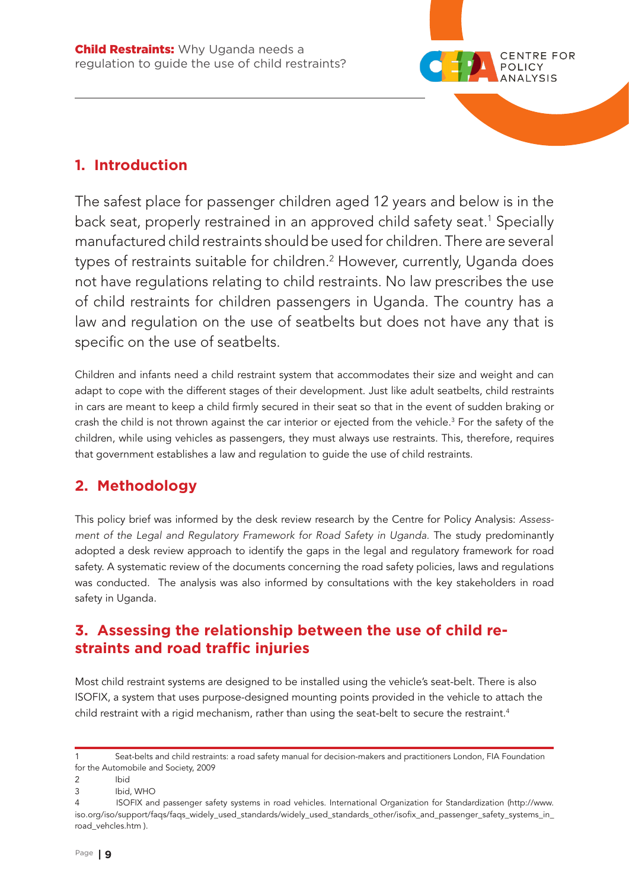## 1. Introduction

The safest place for passenger children aged 12 years and below is in the back seat, properly restrained in an approved child safety seat.[1] Specially manufactured child restraints should be used for children. There are several types of restraints suitable for children.[2] However, currently, Uganda does not have regulations relating to child restraints. No law prescribes the use of child restraints for children passengers in Uganda. The country has a law and regulation on the use of seatbelts but does not have any that is specific on the use of seatbelts.

Children and infants need a child restraint system that accommodates their size and weight and can adapt to cope with the different stages of their development. Just like adult seatbelts, child restraints in cars are meant to keep a child firmly secured in their seat so that in the event of sudden braking or crash the child is not thrown against the car interior or ejected from the vehicle.[3] For the safety of the children, while using vehicles as passengers, they must always use restraints. This, therefore, requires that government establishes a law and regulation to guide the use of child restraints.

## 2. Methodology

This policy brief was informed by the desk review research by the Centre for Policy Analysis: *Assessment of the Legal and Regulatory Framework for Road Safety in Uganda.* The study predominantly adopted a desk review approach to identify the gaps in the legal and regulatory framework for road safety. A systematic review of the documents concerning the road safety policies, laws and regulations was conducted. The analysis was also informed by consultations with the key stakeholders in road safety in Uganda.

## 3. Assessing the relationship between the use of child restraints and road traffic injuries

Most child restraint systems are designed to be installed using the vehicle's seat-belt. There is also ISOFIX, a system that uses purpose-designed mounting points provided in the vehicle to attach the child restraint with a rigid mechanism, rather than using the seat-belt to secure the restraint.[4]

---

1 Seat-belts and child restraints: a road safety manual for decision-makers and practitioners London, FIA Foundation for the Automobile and Society, 2009

2 Ibid

3 Ibid, WHO

4 ISOFIX and passenger safety systems in road vehicles. International Organization for Standardization (http://www.iso.org/iso/support/faqs/faqs_widely_used_standards/widely_used_standards_other/isofix_and_passenger_safety_systems_in_road_vehcles.htm ).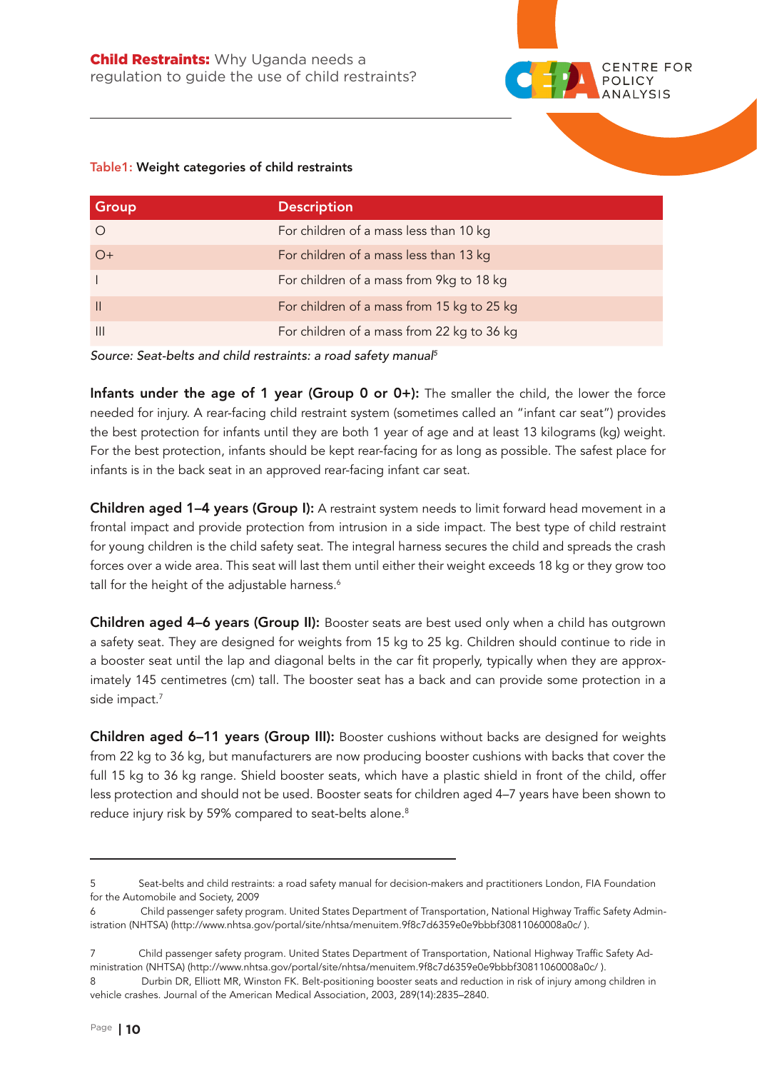**Table1: Weight categories of child restraints**

| Group | Description |
|---|---|
| O | For children of a mass less than 10 kg |
| O+ | For children of a mass less than 13 kg |
| I | For children of a mass from 9kg to 18 kg |
| II | For children of a mass from 15 kg to 25 kg |
| III | For children of a mass from 22 kg to 36 kg |

*Source: Seat-belts and child restraints: a road safety manual*[5]

**Infants under the age of 1 year (Group 0 or 0+):** The smaller the child, the lower the force needed for injury. A rear-facing child restraint system (sometimes called an "infant car seat") provides the best protection for infants until they are both 1 year of age and at least 13 kilograms (kg) weight. For the best protection, infants should be kept rear-facing for as long as possible. The safest place for infants is in the back seat in an approved rear-facing infant car seat.

**Children aged 1–4 years (Group I):** A restraint system needs to limit forward head movement in a frontal impact and provide protection from intrusion in a side impact. The best type of child restraint for young children is the child safety seat. The integral harness secures the child and spreads the crash forces over a wide area. This seat will last them until either their weight exceeds 18 kg or they grow too tall for the height of the adjustable harness.[6]

**Children aged 4–6 years (Group II):** Booster seats are best used only when a child has outgrown a safety seat. They are designed for weights from 15 kg to 25 kg. Children should continue to ride in a booster seat until the lap and diagonal belts in the car fit properly, typically when they are approximately 145 centimetres (cm) tall. The booster seat has a back and can provide some protection in a side impact.[7]

**Children aged 6–11 years (Group III):** Booster cushions without backs are designed for weights from 22 kg to 36 kg, but manufacturers are now producing booster cushions with backs that cover the full 15 kg to 36 kg range. Shield booster seats, which have a plastic shield in front of the child, offer less protection and should not be used. Booster seats for children aged 4–7 years have been shown to reduce injury risk by 59% compared to seat-belts alone.[8]

---

5 Seat-belts and child restraints: a road safety manual for decision-makers and practitioners London, FIA Foundation for the Automobile and Society, 2009

6 Child passenger safety program. United States Department of Transportation, National Highway Traffic Safety Administration (NHTSA) (http://www.nhtsa.gov/portal/site/nhtsa/menuitem.9f8c7d6359e0e9bbbf30811060008a0c/ ).

7 Child passenger safety program. United States Department of Transportation, National Highway Traffic Safety Administration (NHTSA) (http://www.nhtsa.gov/portal/site/nhtsa/menuitem.9f8c7d6359e0e9bbbf30811060008a0c/ ).

8 Durbin DR, Elliott MR, Winston FK. Belt-positioning booster seats and reduction in risk of injury among children in vehicle crashes. Journal of the American Medical Association, 2003, 289(14):2835–2840.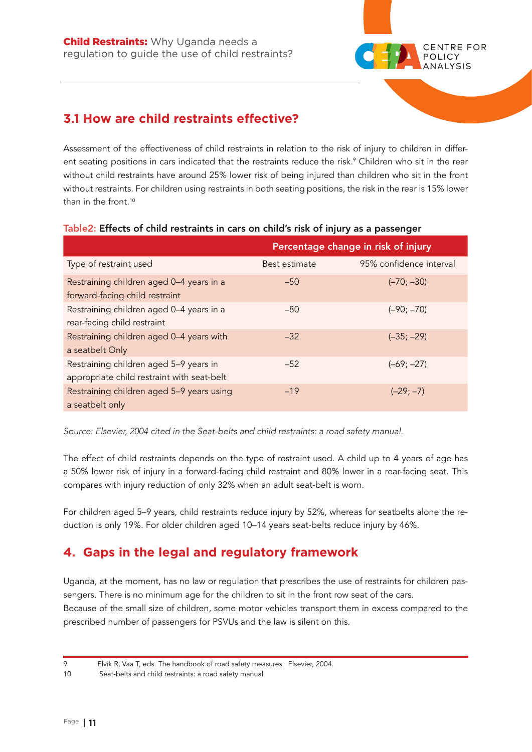## 3.1 How are child restraints effective?

Assessment of the effectiveness of child restraints in relation to the risk of injury to children in different seating positions in cars indicated that the restraints reduce the risk.[9] Children who sit in the rear without child restraints have around 25% lower risk of being injured than children who sit in the front without restraints. For children using restraints in both seating positions, the risk in the rear is 15% lower than in the front.[10]

**Table2: Effects of child restraints in cars on child's risk of injury as a passenger**

| | Percentage change in risk of injury | |
|---|---|---|
| Type of restraint used | Best estimate | 95% confidence interval |
| Restraining children aged 0–4 years in a forward-facing child restraint | –50 | (–70; –30) |
| Restraining children aged 0–4 years in a rear-facing child restraint | –80 | (–90; –70) |
| Restraining children aged 0–4 years with a seatbelt Only | –32 | (–35; –29) |
| Restraining children aged 5–9 years in appropriate child restraint with seat-belt | –52 | (–69; –27) |
| Restraining children aged 5–9 years using a seatbelt only | –19 | (–29; –7) |

*Source: Elsevier, 2004 cited in the Seat-belts and child restraints: a road safety manual.*

The effect of child restraints depends on the type of restraint used. A child up to 4 years of age has a 50% lower risk of injury in a forward-facing child restraint and 80% lower in a rear-facing seat. This compares with injury reduction of only 32% when an adult seat-belt is worn.

For children aged 5–9 years, child restraints reduce injury by 52%, whereas for seatbelts alone the reduction is only 19%. For older children aged 10–14 years seat-belts reduce injury by 46%.

## 4. Gaps in the legal and regulatory framework

Uganda, at the moment, has no law or regulation that prescribes the use of restraints for children passengers. There is no minimum age for the children to sit in the front row seat of the cars.
Because of the small size of children, some motor vehicles transport them in excess compared to the prescribed number of passengers for PSVUs and the law is silent on this.

---

9 Elvik R, Vaa T, eds. The handbook of road safety measures. Elsevier, 2004.

10 Seat-belts and child restraints: a road safety manual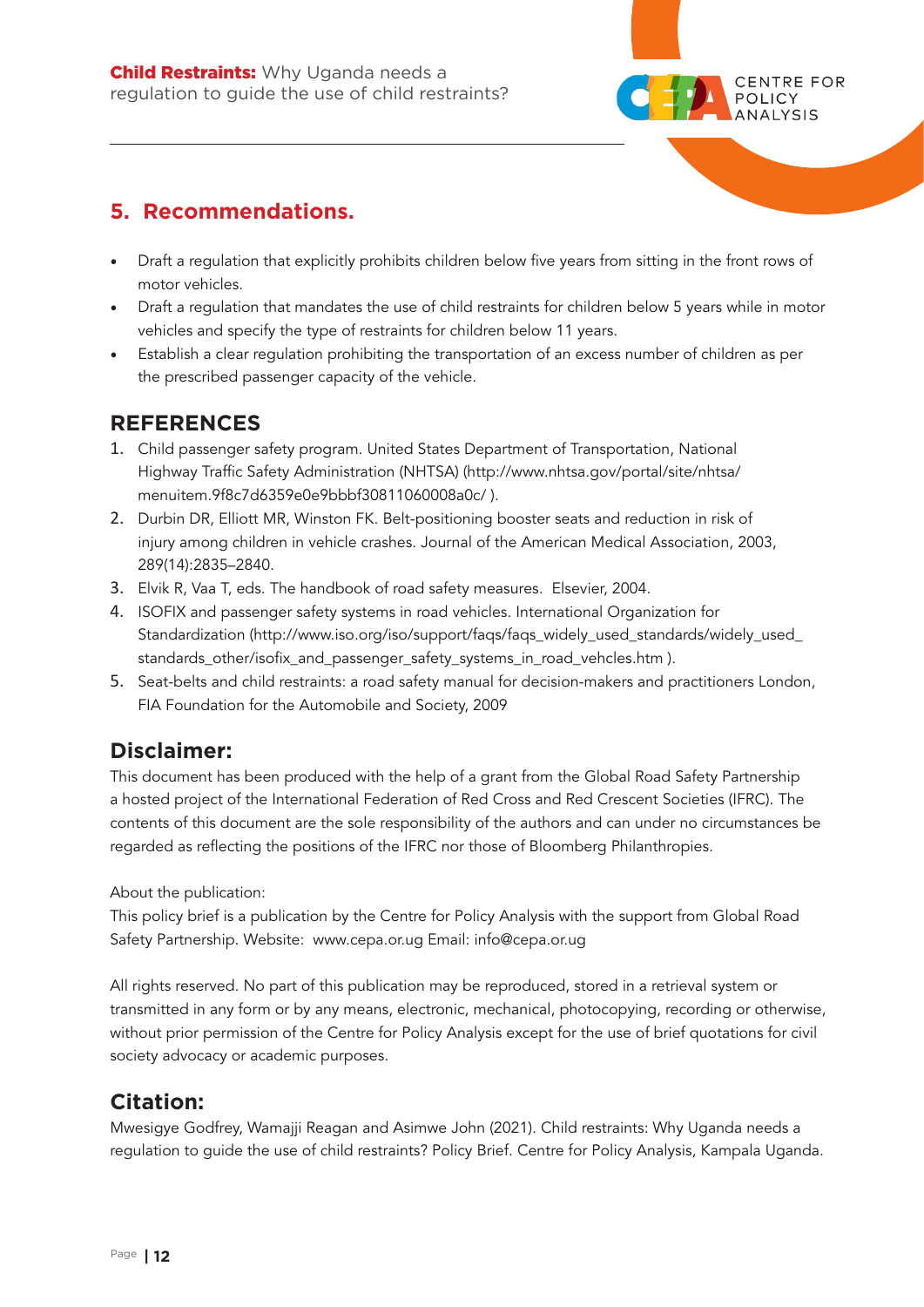## 5. Recommendations.

- Draft a regulation that explicitly prohibits children below five years from sitting in the front rows of motor vehicles.
- Draft a regulation that mandates the use of child restraints for children below 5 years while in motor vehicles and specify the type of restraints for children below 11 years.
- Establish a clear regulation prohibiting the transportation of an excess number of children as per the prescribed passenger capacity of the vehicle.

## REFERENCES

1. Child passenger safety program. United States Department of Transportation, National Highway Traffic Safety Administration (NHTSA) (http://www.nhtsa.gov/portal/site/nhtsa/menuitem.9f8c7d6359e0e9bbbf30811060008a0c/ ).
2. Durbin DR, Elliott MR, Winston FK. Belt-positioning booster seats and reduction in risk of injury among children in vehicle crashes. Journal of the American Medical Association, 2003, 289(14):2835–2840.
3. Elvik R, Vaa T, eds. The handbook of road safety measures. Elsevier, 2004.
4. ISOFIX and passenger safety systems in road vehicles. International Organization for Standardization (http://www.iso.org/iso/support/faqs/faqs_widely_used_standards/widely_used_standards_other/isofix_and_passenger_safety_systems_in_road_vehcles.htm ).
5. Seat-belts and child restraints: a road safety manual for decision-makers and practitioners London, FIA Foundation for the Automobile and Society, 2009

## Disclaimer:

This document has been produced with the help of a grant from the Global Road Safety Partnership a hosted project of the International Federation of Red Cross and Red Crescent Societies (IFRC). The contents of this document are the sole responsibility of the authors and can under no circumstances be regarded as reflecting the positions of the IFRC nor those of Bloomberg Philanthropies.

About the publication:
This policy brief is a publication by the Centre for Policy Analysis with the support from Global Road Safety Partnership. Website: www.cepa.or.ug Email: info@cepa.or.ug

All rights reserved. No part of this publication may be reproduced, stored in a retrieval system or transmitted in any form or by any means, electronic, mechanical, photocopying, recording or otherwise, without prior permission of the Centre for Policy Analysis except for the use of brief quotations for civil society advocacy or academic purposes.

## Citation:

Mwesigye Godfrey, Wamajji Reagan and Asimwe John (2021). Child restraints: Why Uganda needs a regulation to guide the use of child restraints? Policy Brief. Centre for Policy Analysis, Kampala Uganda.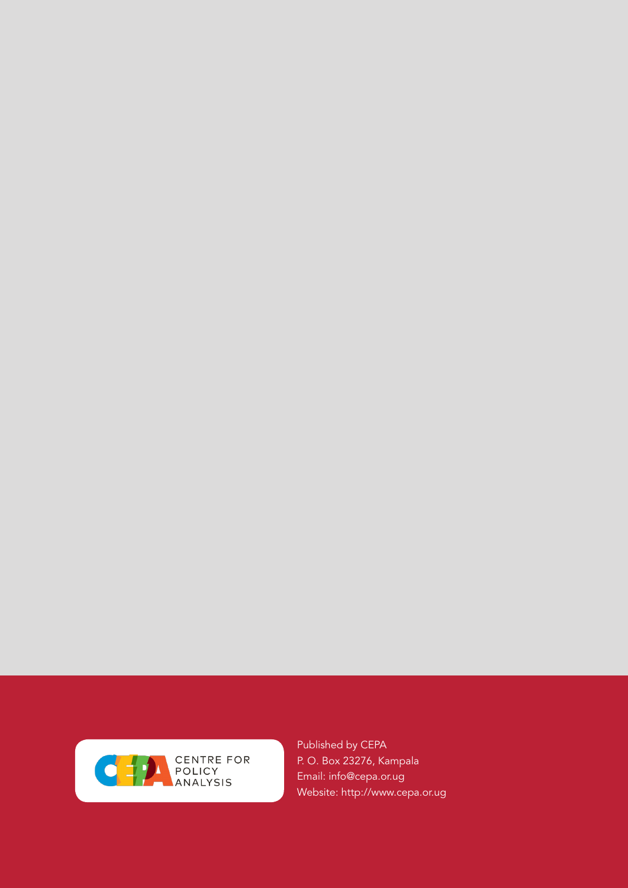CENTRE FOR POLICY ANALYSIS

Published by CEPA
P. O. Box 23276, Kampala
Email: info@cepa.or.ug
Website: http://www.cepa.or.ug